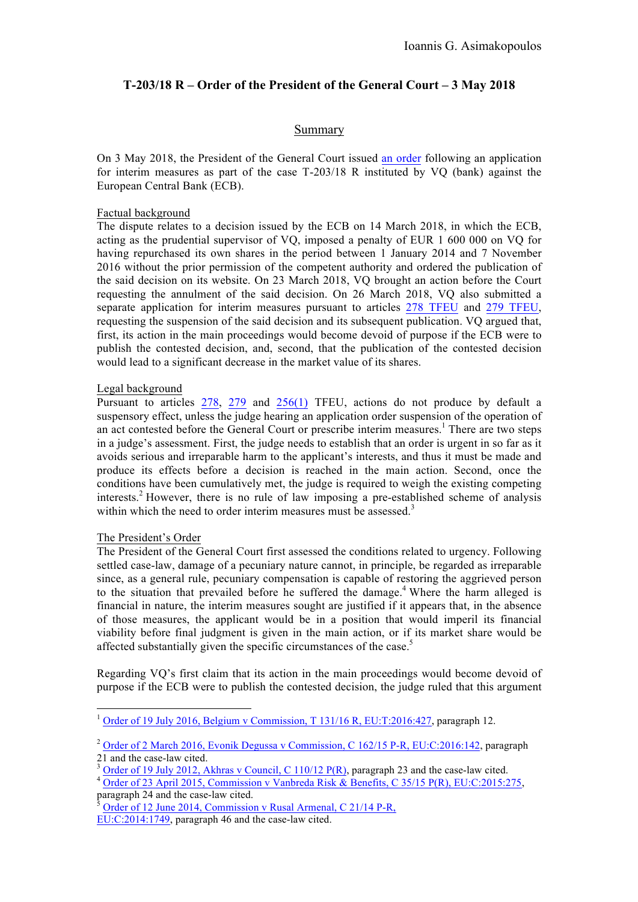Ioannis G. Asimakopoulos

# T-203/18 R – Order of the President of the General Court – 3 May 2018

## Summary

On 3 May 2018, the President of the General Court issued an order following an application for interim measures as part of the case T-203/18 R instituted by VQ (bank) against the European Central Bank (ECB).

### Factual background

The dispute relates to a decision issued by the ECB on 14 March 2018, in which the ECB, acting as the prudential supervisor of VQ, imposed a penalty of EUR 1 600 000 on VQ for having repurchased its own shares in the period between 1 January 2014 and 7 November 2016 without the prior permission of the competent authority and ordered the publication of the said decision on its website. On 23 March 2018, VQ brought an action before the Court requesting the annulment of the said decision. On 26 March 2018, VQ also submitted a separate application for interim measures pursuant to articles 278 TFEU and 279 TFEU, requesting the suspension of the said decision and its subsequent publication. VQ argued that, first, its action in the main proceedings would become devoid of purpose if the ECB were to publish the contested decision, and, second, that the publication of the contested decision would lead to a significant decrease in the market value of its shares.

### Legal background

Pursuant to articles 278, 279 and 256(1) TFEU, actions do not produce by default a suspensory effect, unless the judge hearing an application order suspension of the operation of an act contested before the General Court or prescribe interim measures.[1] There are two steps in a judge's assessment. First, the judge needs to establish that an order is urgent in so far as it avoids serious and irreparable harm to the applicant's interests, and thus it must be made and produce its effects before a decision is reached in the main action. Second, once the conditions have been cumulatively met, the judge is required to weigh the existing competing interests.[2] However, there is no rule of law imposing a pre-established scheme of analysis within which the need to order interim measures must be assessed.[3]

### The President's Order

The President of the General Court first assessed the conditions related to urgency. Following settled case-law, damage of a pecuniary nature cannot, in principle, be regarded as irreparable since, as a general rule, pecuniary compensation is capable of restoring the aggrieved person to the situation that prevailed before he suffered the damage.[4] Where the harm alleged is financial in nature, the interim measures sought are justified if it appears that, in the absence of those measures, the applicant would be in a position that would imperil its financial viability before final judgment is given in the main action, or if its market share would be affected substantially given the specific circumstances of the case.[5]

Regarding VQ's first claim that its action in the main proceedings would become devoid of purpose if the ECB were to publish the contested decision, the judge ruled that this argument

---

[1] Order of 19 July 2016, Belgium v Commission, T 131/16 R, EU:T:2016:427, paragraph 12.

[2] Order of 2 March 2016, Evonik Degussa v Commission, C 162/15 P-R, EU:C:2016:142, paragraph 21 and the case-law cited.

[3] Order of 19 July 2012, Akhras v Council, C 110/12 P(R), paragraph 23 and the case-law cited.

[4] Order of 23 April 2015, Commission v Vanbreda Risk & Benefits, C 35/15 P(R), EU:C:2015:275, paragraph 24 and the case-law cited.

[5] Order of 12 June 2014, Commission v Rusal Armenal, C 21/14 P-R, EU:C:2014:1749, paragraph 46 and the case-law cited.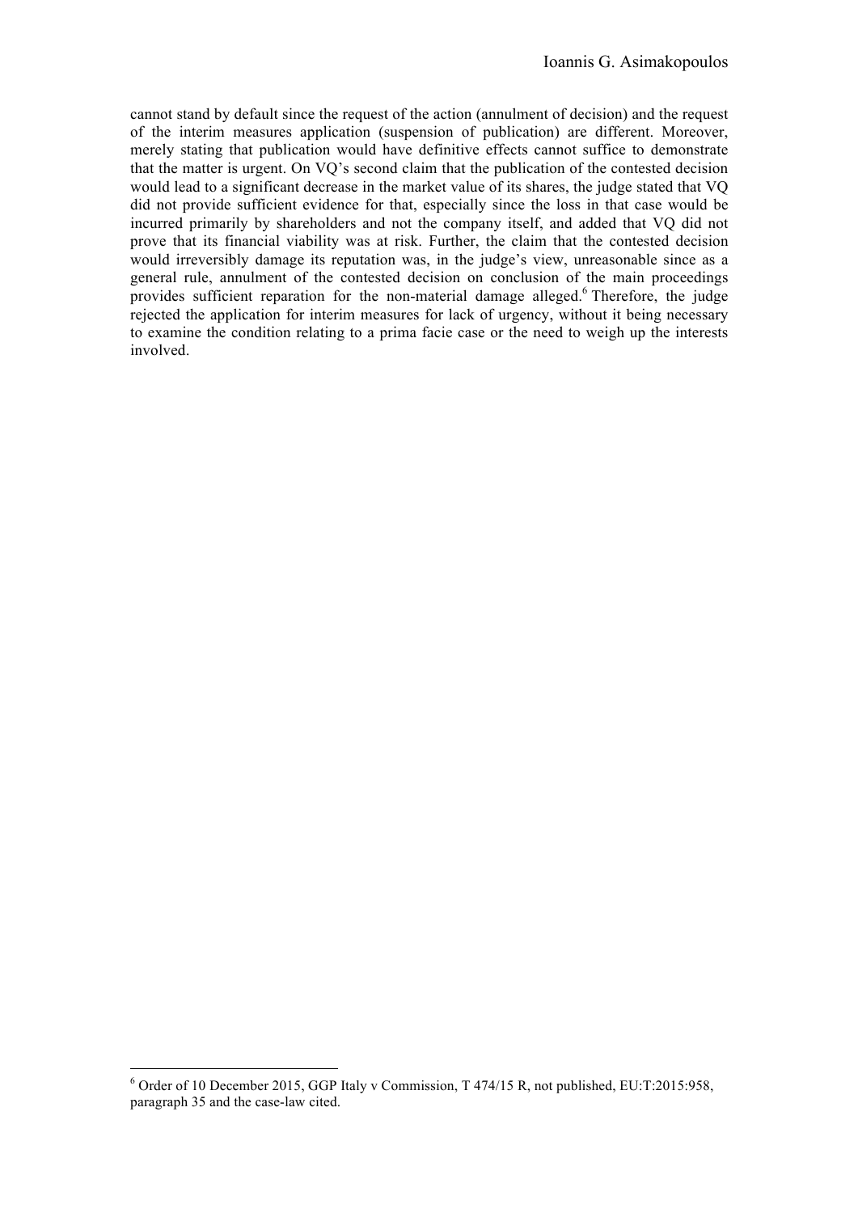cannot stand by default since the request of the action (annulment of decision) and the request of the interim measures application (suspension of publication) are different. Moreover, merely stating that publication would have definitive effects cannot suffice to demonstrate that the matter is urgent. On VQ's second claim that the publication of the contested decision would lead to a significant decrease in the market value of its shares, the judge stated that VQ did not provide sufficient evidence for that, especially since the loss in that case would be incurred primarily by shareholders and not the company itself, and added that VQ did not prove that its financial viability was at risk. Further, the claim that the contested decision would irreversibly damage its reputation was, in the judge's view, unreasonable since as a general rule, annulment of the contested decision on conclusion of the main proceedings provides sufficient reparation for the non-material damage alleged.[6] Therefore, the judge rejected the application for interim measures for lack of urgency, without it being necessary to examine the condition relating to a prima facie case or the need to weigh up the interests involved.

---

[6] Order of 10 December 2015, GGP Italy v Commission, T 474/15 R, not published, EU:T:2015:958, paragraph 35 and the case-law cited.